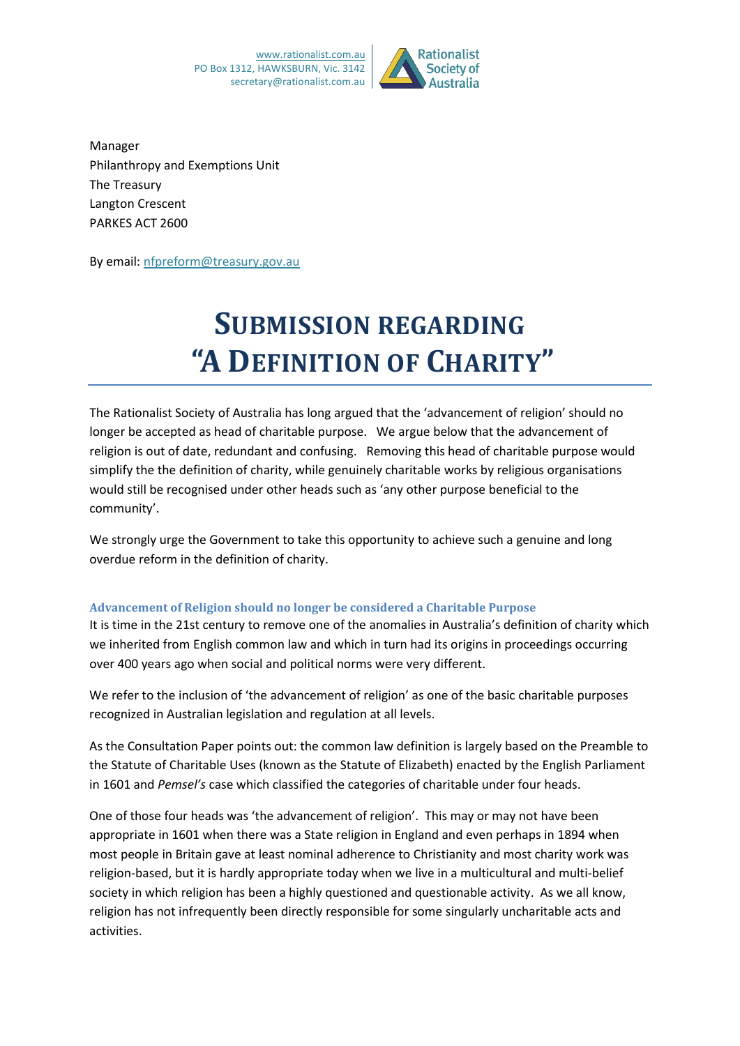www.rationalist.com.au
PO Box 1312, HAWKSBURN, Vic. 3142
secretary@rationalist.com.au

Rationalist Society of Australia

Manager
Philanthropy and Exemptions Unit
The Treasury
Langton Crescent
PARKES ACT 2600

By email: nfpreform@treasury.gov.au

# SUBMISSION REGARDING "A DEFINITION OF CHARITY"

The Rationalist Society of Australia has long argued that the 'advancement of religion' should no longer be accepted as head of charitable purpose. We argue below that the advancement of religion is out of date, redundant and confusing. Removing this head of charitable purpose would simplify the the definition of charity, while genuinely charitable works by religious organisations would still be recognised under other heads such as 'any other purpose beneficial to the community'.

We strongly urge the Government to take this opportunity to achieve such a genuine and long overdue reform in the definition of charity.

### Advancement of Religion should no longer be considered a Charitable Purpose

It is time in the 21st century to remove one of the anomalies in Australia's definition of charity which we inherited from English common law and which in turn had its origins in proceedings occurring over 400 years ago when social and political norms were very different.

We refer to the inclusion of 'the advancement of religion' as one of the basic charitable purposes recognized in Australian legislation and regulation at all levels.

As the Consultation Paper points out: the common law definition is largely based on the Preamble to the Statute of Charitable Uses (known as the Statute of Elizabeth) enacted by the English Parliament in 1601 and *Pemsel's* case which classified the categories of charitable under four heads.

One of those four heads was 'the advancement of religion'. This may or may not have been appropriate in 1601 when there was a State religion in England and even perhaps in 1894 when most people in Britain gave at least nominal adherence to Christianity and most charity work was religion-based, but it is hardly appropriate today when we live in a multicultural and multi-belief society in which religion has been a highly questioned and questionable activity. As we all know, religion has not infrequently been directly responsible for some singularly uncharitable acts and activities.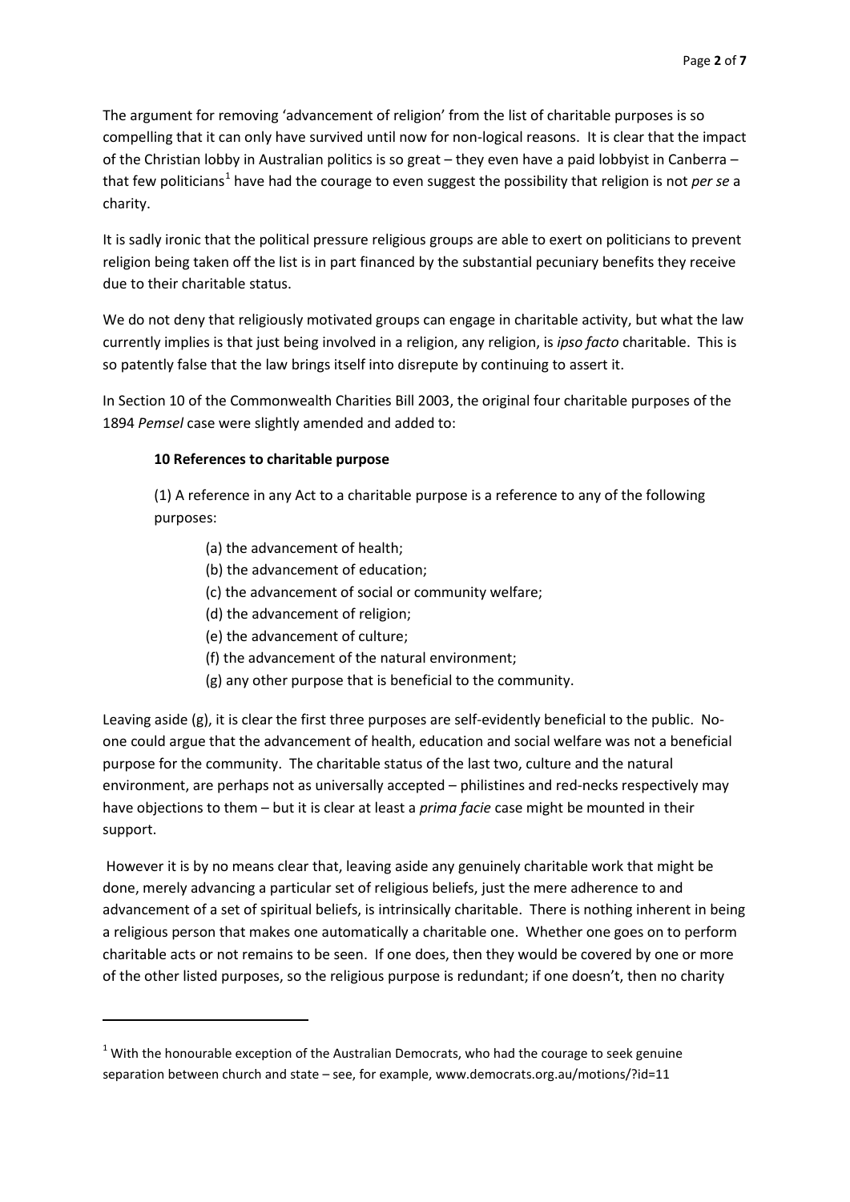The argument for removing 'advancement of religion' from the list of charitable purposes is so compelling that it can only have survived until now for non-logical reasons. It is clear that the impact of the Christian lobby in Australian politics is so great – they even have a paid lobbyist in Canberra – that few politicians[1] have had the courage to even suggest the possibility that religion is not *per se* a charity.

It is sadly ironic that the political pressure religious groups are able to exert on politicians to prevent religion being taken off the list is in part financed by the substantial pecuniary benefits they receive due to their charitable status.

We do not deny that religiously motivated groups can engage in charitable activity, but what the law currently implies is that just being involved in a religion, any religion, is *ipso facto* charitable. This is so patently false that the law brings itself into disrepute by continuing to assert it.

In Section 10 of the Commonwealth Charities Bill 2003, the original four charitable purposes of the 1894 *Pemsel* case were slightly amended and added to:

> **10 References to charitable purpose**
>
> (1) A reference in any Act to a charitable purpose is a reference to any of the following purposes:
>
> (a) the advancement of health;
> (b) the advancement of education;
> (c) the advancement of social or community welfare;
> (d) the advancement of religion;
> (e) the advancement of culture;
> (f) the advancement of the natural environment;
> (g) any other purpose that is beneficial to the community.

Leaving aside (g), it is clear the first three purposes are self-evidently beneficial to the public. No-one could argue that the advancement of health, education and social welfare was not a beneficial purpose for the community. The charitable status of the last two, culture and the natural environment, are perhaps not as universally accepted – philistines and red-necks respectively may have objections to them – but it is clear at least a *prima facie* case might be mounted in their support.

However it is by no means clear that, leaving aside any genuinely charitable work that might be done, merely advancing a particular set of religious beliefs, just the mere adherence to and advancement of a set of spiritual beliefs, is intrinsically charitable. There is nothing inherent in being a religious person that makes one automatically a charitable one. Whether one goes on to perform charitable acts or not remains to be seen. If one does, then they would be covered by one or more of the other listed purposes, so the religious purpose is redundant; if one doesn't, then no charity

---

[1] With the honourable exception of the Australian Democrats, who had the courage to seek genuine separation between church and state – see, for example, www.democrats.org.au/motions/?id=11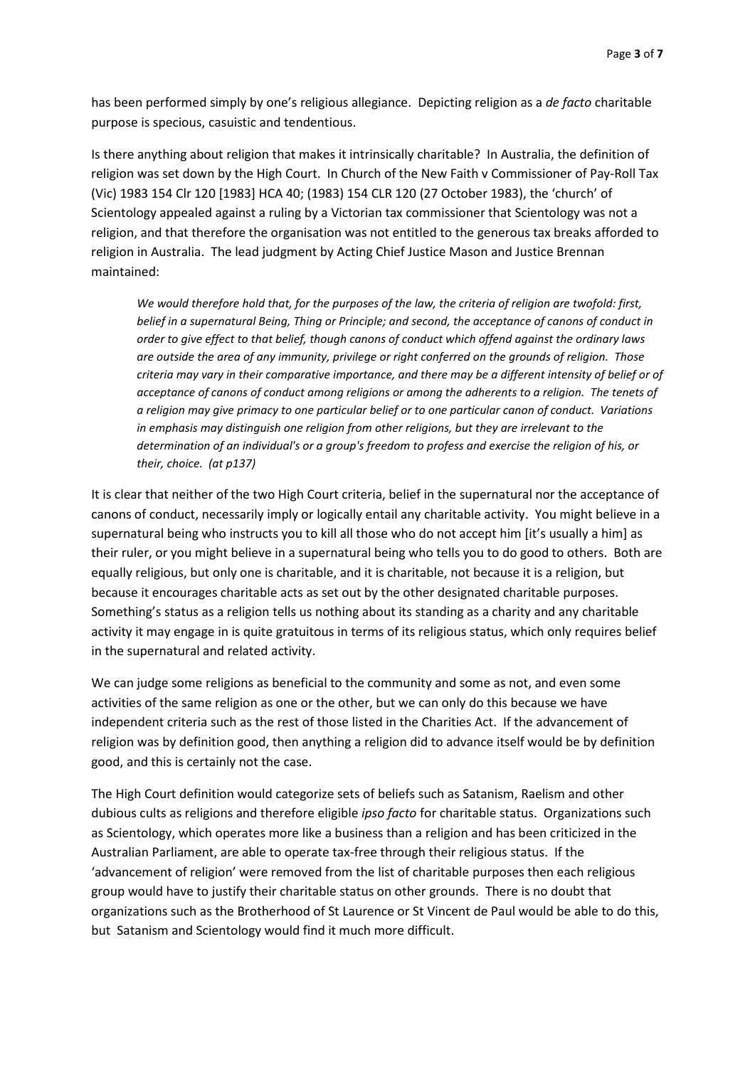has been performed simply by one's religious allegiance. Depicting religion as a *de facto* charitable purpose is specious, casuistic and tendentious.

Is there anything about religion that makes it intrinsically charitable? In Australia, the definition of religion was set down by the High Court. In Church of the New Faith v Commissioner of Pay-Roll Tax (Vic) 1983 154 Clr 120 [1983] HCA 40; (1983) 154 CLR 120 (27 October 1983), the 'church' of Scientology appealed against a ruling by a Victorian tax commissioner that Scientology was not a religion, and that therefore the organisation was not entitled to the generous tax breaks afforded to religion in Australia. The lead judgment by Acting Chief Justice Mason and Justice Brennan maintained:

> *We would therefore hold that, for the purposes of the law, the criteria of religion are twofold: first, belief in a supernatural Being, Thing or Principle; and second, the acceptance of canons of conduct in order to give effect to that belief, though canons of conduct which offend against the ordinary laws are outside the area of any immunity, privilege or right conferred on the grounds of religion. Those criteria may vary in their comparative importance, and there may be a different intensity of belief or of acceptance of canons of conduct among religions or among the adherents to a religion. The tenets of a religion may give primacy to one particular belief or to one particular canon of conduct. Variations in emphasis may distinguish one religion from other religions, but they are irrelevant to the determination of an individual's or a group's freedom to profess and exercise the religion of his, or their, choice. (at p137)*

It is clear that neither of the two High Court criteria, belief in the supernatural nor the acceptance of canons of conduct, necessarily imply or logically entail any charitable activity. You might believe in a supernatural being who instructs you to kill all those who do not accept him [it's usually a him] as their ruler, or you might believe in a supernatural being who tells you to do good to others. Both are equally religious, but only one is charitable, and it is charitable, not because it is a religion, but because it encourages charitable acts as set out by the other designated charitable purposes. Something's status as a religion tells us nothing about its standing as a charity and any charitable activity it may engage in is quite gratuitous in terms of its religious status, which only requires belief in the supernatural and related activity.

We can judge some religions as beneficial to the community and some as not, and even some activities of the same religion as one or the other, but we can only do this because we have independent criteria such as the rest of those listed in the Charities Act. If the advancement of religion was by definition good, then anything a religion did to advance itself would be by definition good, and this is certainly not the case.

The High Court definition would categorize sets of beliefs such as Satanism, Raelism and other dubious cults as religions and therefore eligible *ipso facto* for charitable status. Organizations such as Scientology, which operates more like a business than a religion and has been criticized in the Australian Parliament, are able to operate tax-free through their religious status. If the 'advancement of religion' were removed from the list of charitable purposes then each religious group would have to justify their charitable status on other grounds. There is no doubt that organizations such as the Brotherhood of St Laurence or St Vincent de Paul would be able to do this, but Satanism and Scientology would find it much more difficult.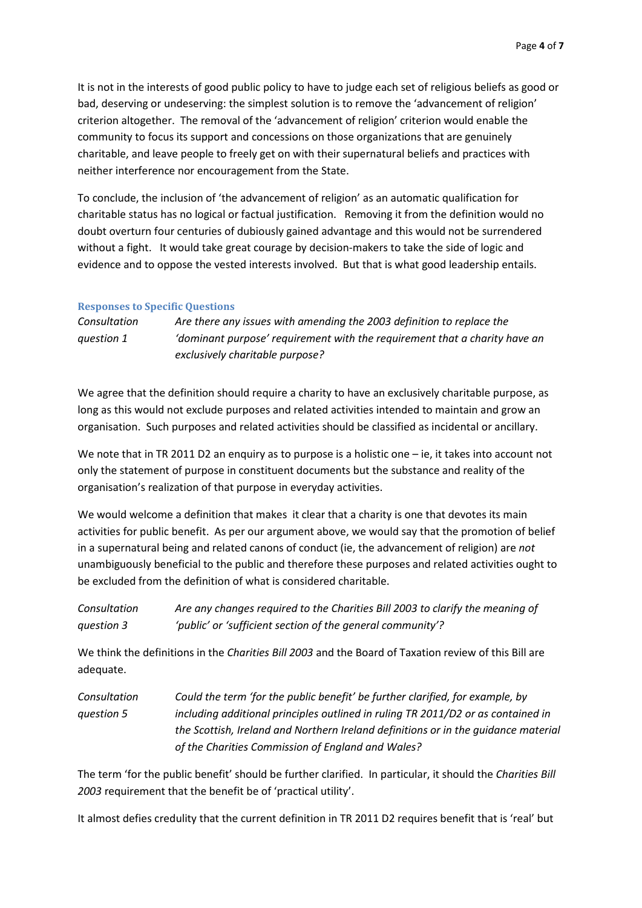It is not in the interests of good public policy to have to judge each set of religious beliefs as good or bad, deserving or undeserving: the simplest solution is to remove the 'advancement of religion' criterion altogether. The removal of the 'advancement of religion' criterion would enable the community to focus its support and concessions on those organizations that are genuinely charitable, and leave people to freely get on with their supernatural beliefs and practices with neither interference nor encouragement from the State.

To conclude, the inclusion of 'the advancement of religion' as an automatic qualification for charitable status has no logical or factual justification. Removing it from the definition would no doubt overturn four centuries of dubiously gained advantage and this would not be surrendered without a fight. It would take great courage by decision-makers to take the side of logic and evidence and to oppose the vested interests involved. But that is what good leadership entails.

### Responses to Specific Questions

| | |
|---|---|
| *Consultation question 1* | *Are there any issues with amending the 2003 definition to replace the 'dominant purpose' requirement with the requirement that a charity have an exclusively charitable purpose?* |

We agree that the definition should require a charity to have an exclusively charitable purpose, as long as this would not exclude purposes and related activities intended to maintain and grow an organisation. Such purposes and related activities should be classified as incidental or ancillary.

We note that in TR 2011 D2 an enquiry as to purpose is a holistic one – ie, it takes into account not only the statement of purpose in constituent documents but the substance and reality of the organisation's realization of that purpose in everyday activities.

We would welcome a definition that makes it clear that a charity is one that devotes its main activities for public benefit. As per our argument above, we would say that the promotion of belief in a supernatural being and related canons of conduct (ie, the advancement of religion) are *not* unambiguously beneficial to the public and therefore these purposes and related activities ought to be excluded from the definition of what is considered charitable.

| | |
|---|---|
| *Consultation question 3* | *Are any changes required to the Charities Bill 2003 to clarify the meaning of 'public' or 'sufficient section of the general community'?* |

We think the definitions in the *Charities Bill 2003* and the Board of Taxation review of this Bill are adequate.

| | |
|---|---|
| *Consultation question 5* | *Could the term 'for the public benefit' be further clarified, for example, by including additional principles outlined in ruling TR 2011/D2 or as contained in the Scottish, Ireland and Northern Ireland definitions or in the guidance material of the Charities Commission of England and Wales?* |

The term 'for the public benefit' should be further clarified. In particular, it should the *Charities Bill 2003* requirement that the benefit be of 'practical utility'.

It almost defies credulity that the current definition in TR 2011 D2 requires benefit that is 'real' but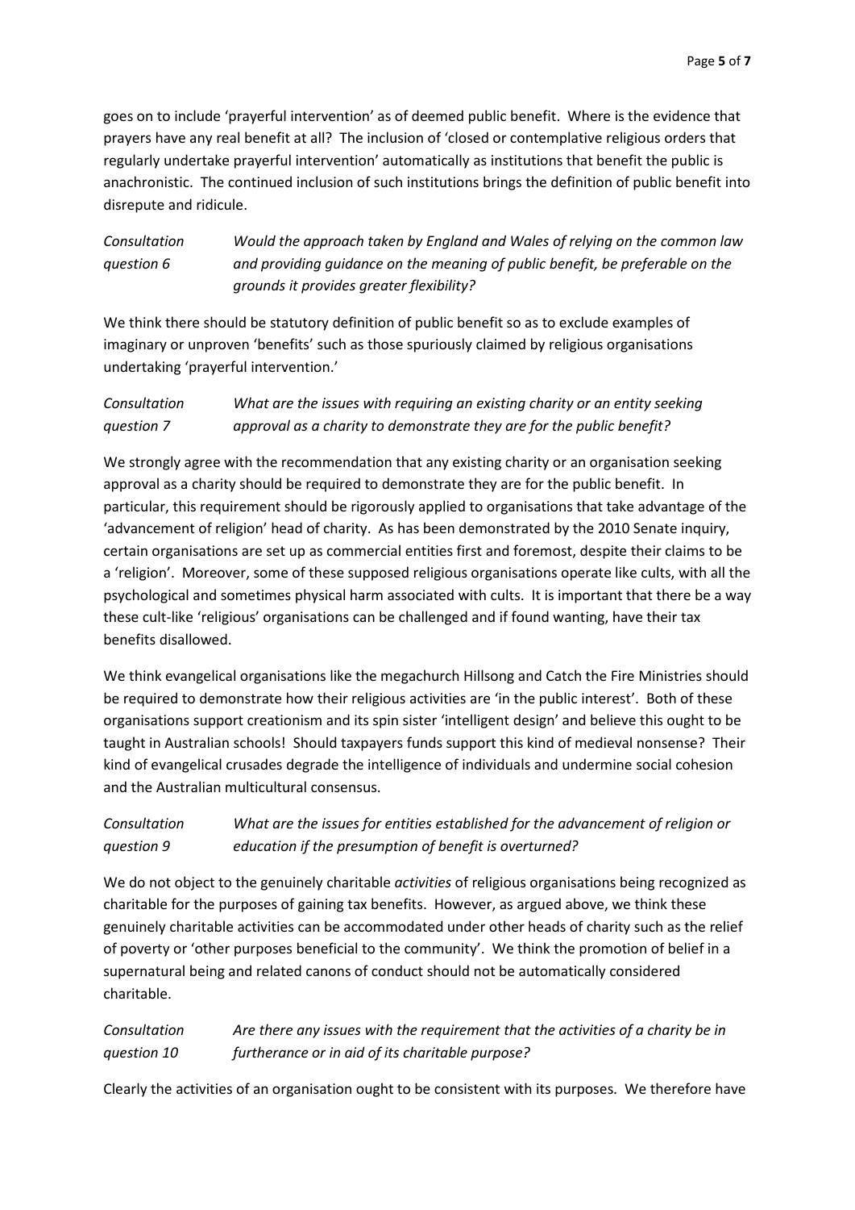goes on to include 'prayerful intervention' as of deemed public benefit. Where is the evidence that prayers have any real benefit at all? The inclusion of 'closed or contemplative religious orders that regularly undertake prayerful intervention' automatically as institutions that benefit the public is anachronistic. The continued inclusion of such institutions brings the definition of public benefit into disrepute and ridicule.

| *Consultation question 6* | *Would the approach taken by England and Wales of relying on the common law and providing guidance on the meaning of public benefit, be preferable on the grounds it provides greater flexibility?* |
|---|---|

We think there should be statutory definition of public benefit so as to exclude examples of imaginary or unproven 'benefits' such as those spuriously claimed by religious organisations undertaking 'prayerful intervention.'

| *Consultation question 7* | *What are the issues with requiring an existing charity or an entity seeking approval as a charity to demonstrate they are for the public benefit?* |
|---|---|

We strongly agree with the recommendation that any existing charity or an organisation seeking approval as a charity should be required to demonstrate they are for the public benefit. In particular, this requirement should be rigorously applied to organisations that take advantage of the 'advancement of religion' head of charity. As has been demonstrated by the 2010 Senate inquiry, certain organisations are set up as commercial entities first and foremost, despite their claims to be a 'religion'. Moreover, some of these supposed religious organisations operate like cults, with all the psychological and sometimes physical harm associated with cults. It is important that there be a way these cult-like 'religious' organisations can be challenged and if found wanting, have their tax benefits disallowed.

We think evangelical organisations like the megachurch Hillsong and Catch the Fire Ministries should be required to demonstrate how their religious activities are 'in the public interest'. Both of these organisations support creationism and its spin sister 'intelligent design' and believe this ought to be taught in Australian schools! Should taxpayers funds support this kind of medieval nonsense? Their kind of evangelical crusades degrade the intelligence of individuals and undermine social cohesion and the Australian multicultural consensus.

| *Consultation question 9* | *What are the issues for entities established for the advancement of religion or education if the presumption of benefit is overturned?* |
|---|---|

We do not object to the genuinely charitable *activities* of religious organisations being recognized as charitable for the purposes of gaining tax benefits. However, as argued above, we think these genuinely charitable activities can be accommodated under other heads of charity such as the relief of poverty or 'other purposes beneficial to the community'. We think the promotion of belief in a supernatural being and related canons of conduct should not be automatically considered charitable.

| *Consultation question 10* | *Are there any issues with the requirement that the activities of a charity be in furtherance or in aid of its charitable purpose?* |
|---|---|

Clearly the activities of an organisation ought to be consistent with its purposes. We therefore have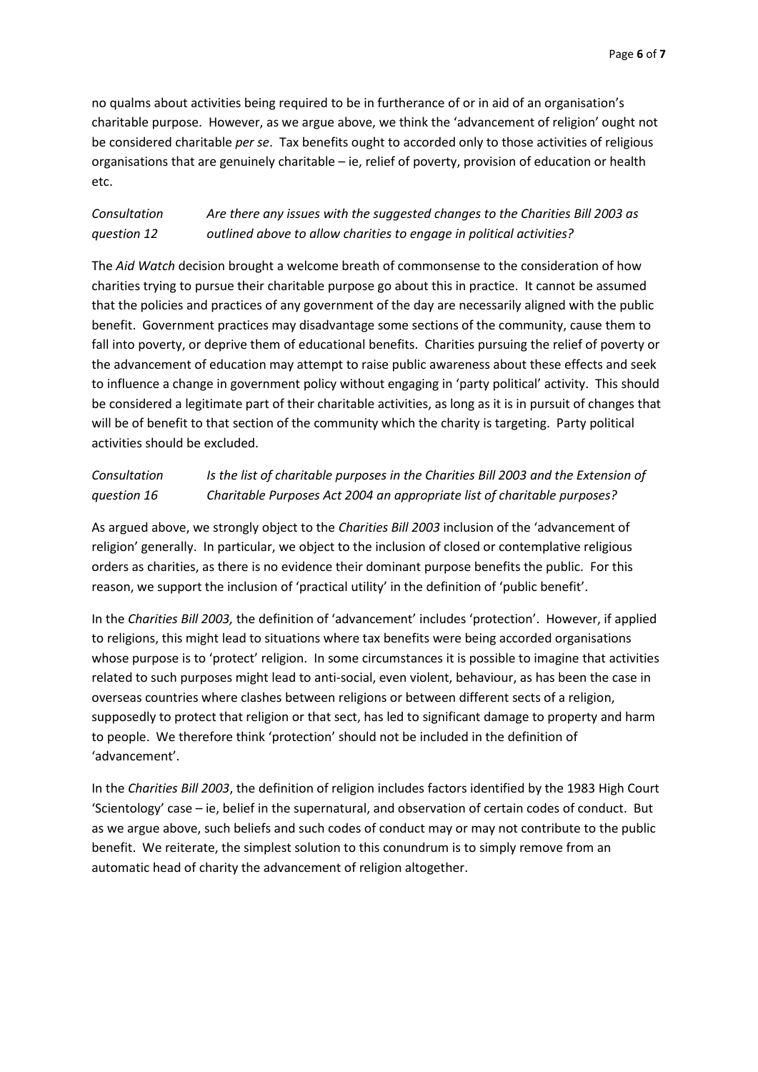no qualms about activities being required to be in furtherance of or in aid of an organisation's charitable purpose. However, as we argue above, we think the 'advancement of religion' ought not be considered charitable *per se*. Tax benefits ought to accorded only to those activities of religious organisations that are genuinely charitable – ie, relief of poverty, provision of education or health etc.

*Consultation question 12* *Are there any issues with the suggested changes to the Charities Bill 2003 as outlined above to allow charities to engage in political activities?*

The *Aid Watch* decision brought a welcome breath of commonsense to the consideration of how charities trying to pursue their charitable purpose go about this in practice. It cannot be assumed that the policies and practices of any government of the day are necessarily aligned with the public benefit. Government practices may disadvantage some sections of the community, cause them to fall into poverty, or deprive them of educational benefits. Charities pursuing the relief of poverty or the advancement of education may attempt to raise public awareness about these effects and seek to influence a change in government policy without engaging in 'party political' activity. This should be considered a legitimate part of their charitable activities, as long as it is in pursuit of changes that will be of benefit to that section of the community which the charity is targeting. Party political activities should be excluded.

*Consultation question 16* *Is the list of charitable purposes in the Charities Bill 2003 and the Extension of Charitable Purposes Act 2004 an appropriate list of charitable purposes?*

As argued above, we strongly object to the *Charities Bill 2003* inclusion of the 'advancement of religion' generally. In particular, we object to the inclusion of closed or contemplative religious orders as charities, as there is no evidence their dominant purpose benefits the public. For this reason, we support the inclusion of 'practical utility' in the definition of 'public benefit'.

In the *Charities Bill 2003,* the definition of 'advancement' includes 'protection'. However, if applied to religions, this might lead to situations where tax benefits were being accorded organisations whose purpose is to 'protect' religion. In some circumstances it is possible to imagine that activities related to such purposes might lead to anti-social, even violent, behaviour, as has been the case in overseas countries where clashes between religions or between different sects of a religion, supposedly to protect that religion or that sect, has led to significant damage to property and harm to people. We therefore think 'protection' should not be included in the definition of 'advancement'.

In the *Charities Bill 2003*, the definition of religion includes factors identified by the 1983 High Court 'Scientology' case – ie, belief in the supernatural, and observation of certain codes of conduct. But as we argue above, such beliefs and such codes of conduct may or may not contribute to the public benefit. We reiterate, the simplest solution to this conundrum is to simply remove from an automatic head of charity the advancement of religion altogether.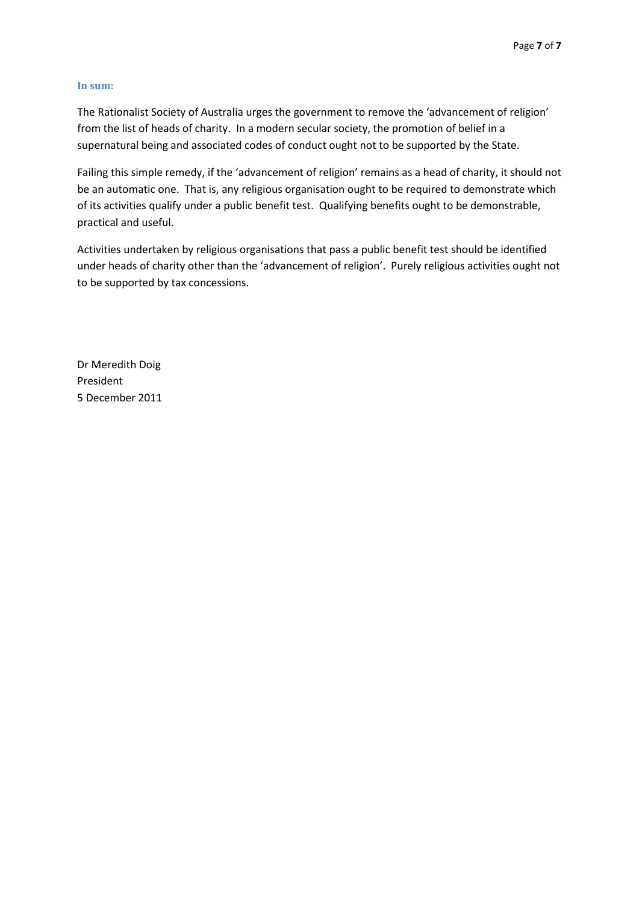### In sum:

The Rationalist Society of Australia urges the government to remove the 'advancement of religion' from the list of heads of charity. In a modern secular society, the promotion of belief in a supernatural being and associated codes of conduct ought not to be supported by the State.

Failing this simple remedy, if the 'advancement of religion' remains as a head of charity, it should not be an automatic one. That is, any religious organisation ought to be required to demonstrate which of its activities qualify under a public benefit test. Qualifying benefits ought to be demonstrable, practical and useful.

Activities undertaken by religious organisations that pass a public benefit test should be identified under heads of charity other than the 'advancement of religion'. Purely religious activities ought not to be supported by tax concessions.

Dr Meredith Doig
President
5 December 2011